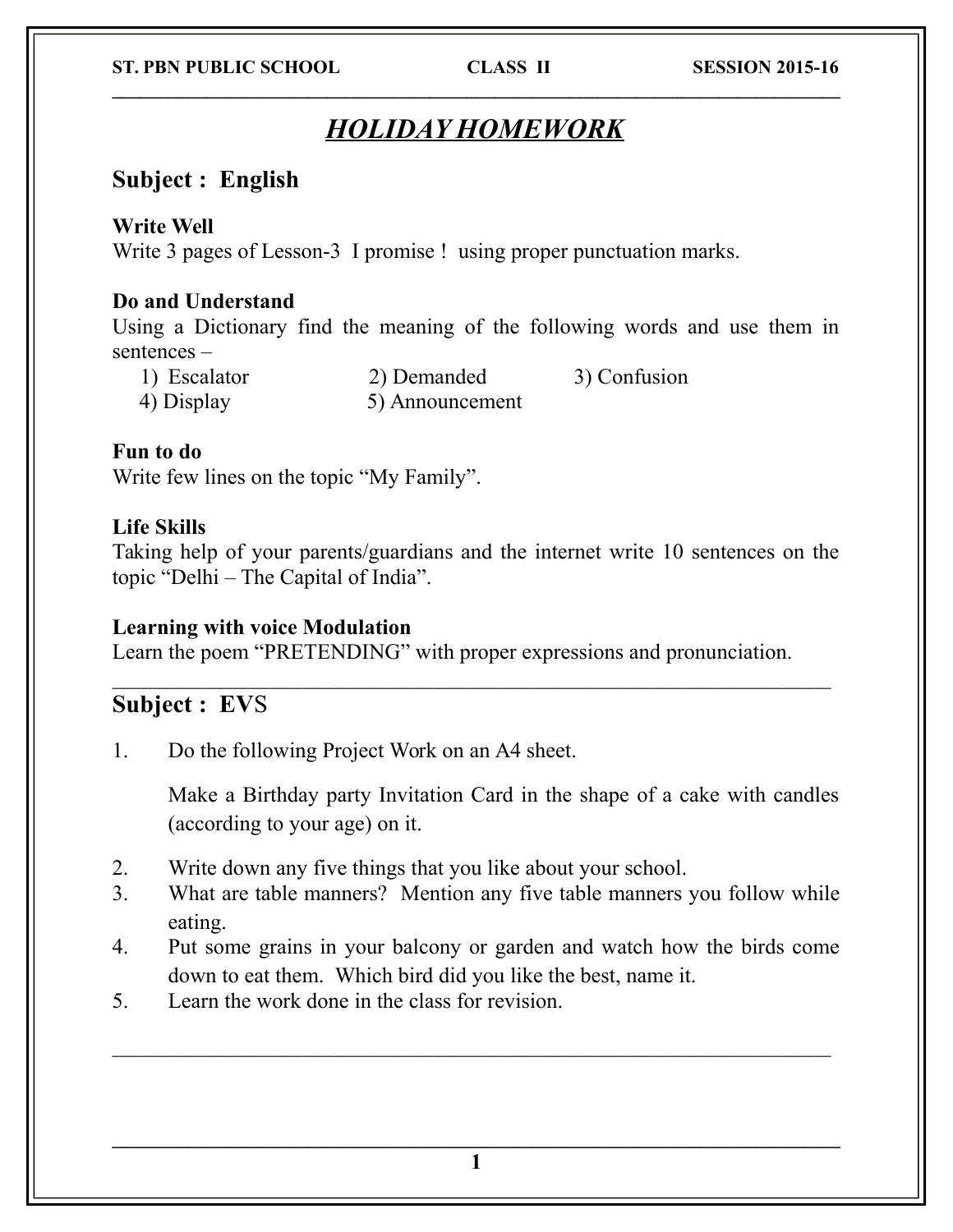ST. PBN PUBLIC SCHOOL CLASS II SESSION 2015-16

# *HOLIDAY HOMEWORK*

## Subject : English

**Write Well**
Write 3 pages of Lesson-3 I promise ! using proper punctuation marks.

**Do and Understand**
Using a Dictionary find the meaning of the following words and use them in sentences –

1) Escalator 2) Demanded 3) Confusion
4) Display 5) Announcement

**Fun to do**
Write few lines on the topic "My Family".

**Life Skills**
Taking help of your parents/guardians and the internet write 10 sentences on the topic "Delhi – The Capital of India".

**Learning with voice Modulation**
Learn the poem "PRETENDING" with proper expressions and pronunciation.

---

## Subject : EVS

1. Do the following Project Work on an A4 sheet.

   Make a Birthday party Invitation Card in the shape of a cake with candles (according to your age) on it.

2. Write down any five things that you like about your school.
3. What are table manners? Mention any five table manners you follow while eating.
4. Put some grains in your balcony or garden and watch how the birds come down to eat them. Which bird did you like the best, name it.
5. Learn the work done in the class for revision.

---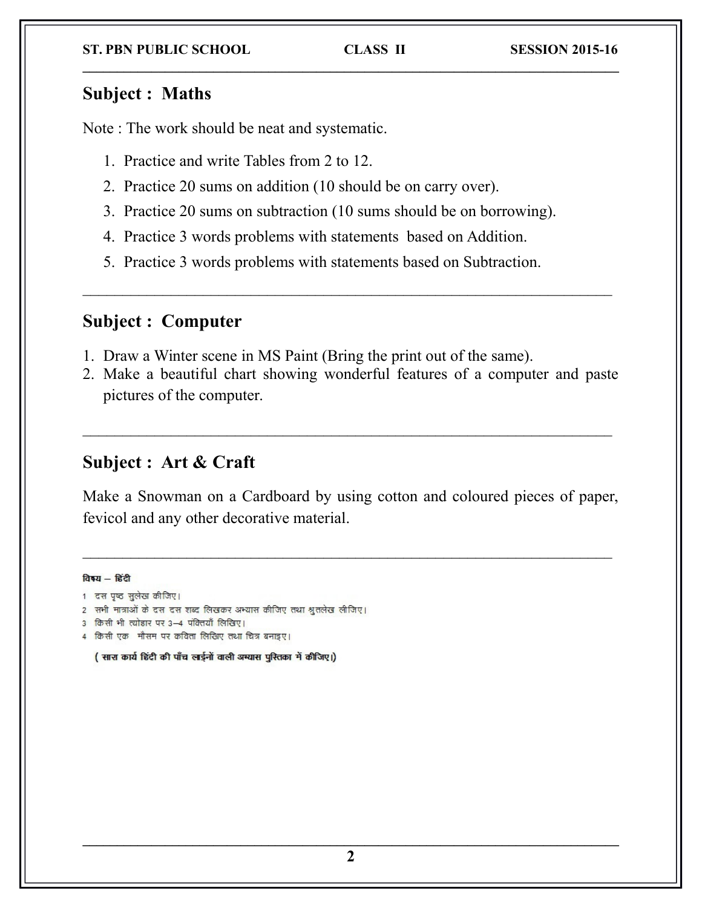## Subject : Maths

Note : The work should be neat and systematic.

1. Practice and write Tables from 2 to 12.
2. Practice 20 sums on addition (10 should be on carry over).
3. Practice 20 sums on subtraction (10 sums should be on borrowing).
4. Practice 3 words problems with statements based on Addition.
5. Practice 3 words problems with statements based on Subtraction.

---

## Subject : Computer

1. Draw a Winter scene in MS Paint (Bring the print out of the same).
2. Make a beautiful chart showing wonderful features of a computer and paste pictures of the computer.

---

## Subject : Art & Craft

Make a Snowman on a Cardboard by using cotton and coloured pieces of paper, fevicol and any other decorative material.

---

**विषय – हिंदी**

1. दस पृष्ठ सुलेख कीजिए।
2. सभी मात्राओं के दस दस शब्द लिखकर अभ्यास कीजिए तथा श्रुतलेख लीजिए।
3. किसी भी त्योहार पर 3–4 पंक्तियाँ लिखिए।
4. किसी एक मौसम पर कविता लिखिए तथा चित्र बनाइए।

**( सारा कार्य हिंदी की पाँच लाईनों वाली अभ्यास पुस्तिका में कीजिए।)**